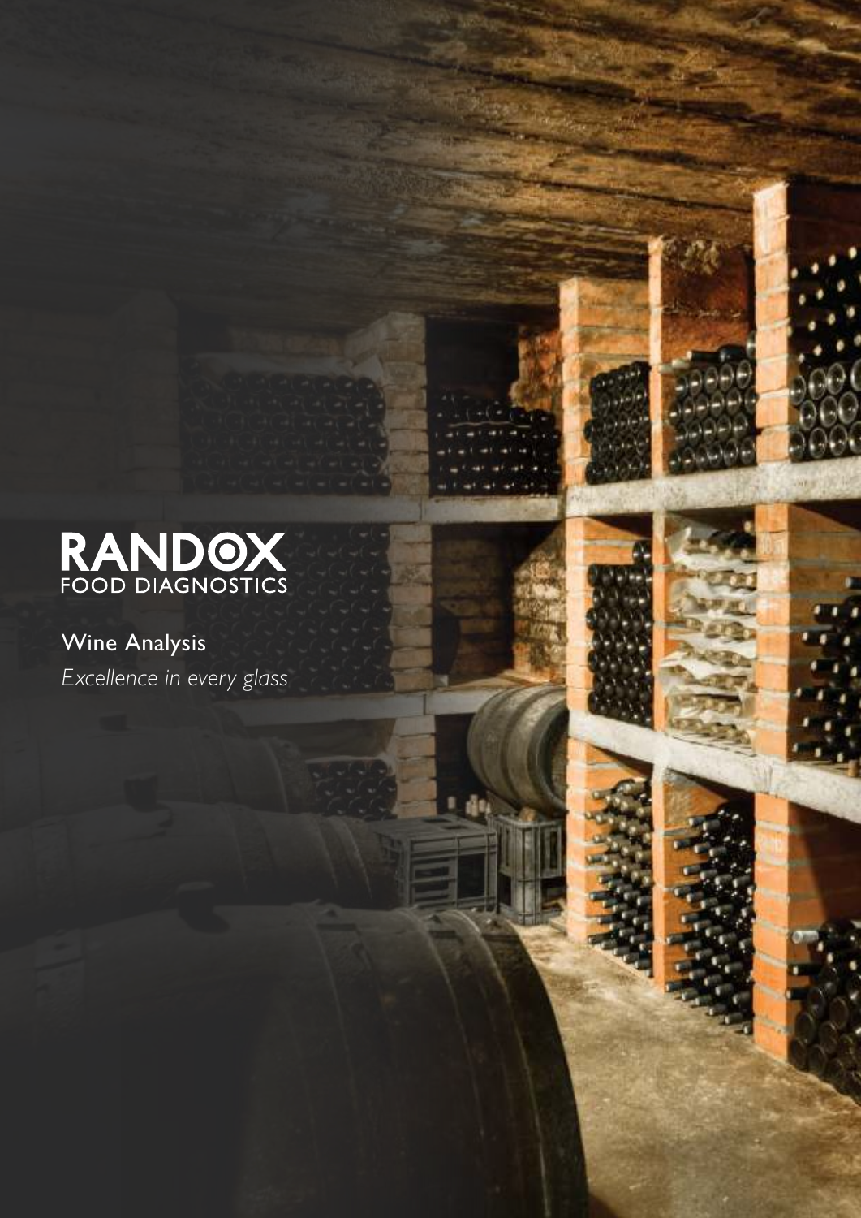# RANDOX
FOOD DIAGNOSTICS

## Wine Analysis

*Excellence in every glass*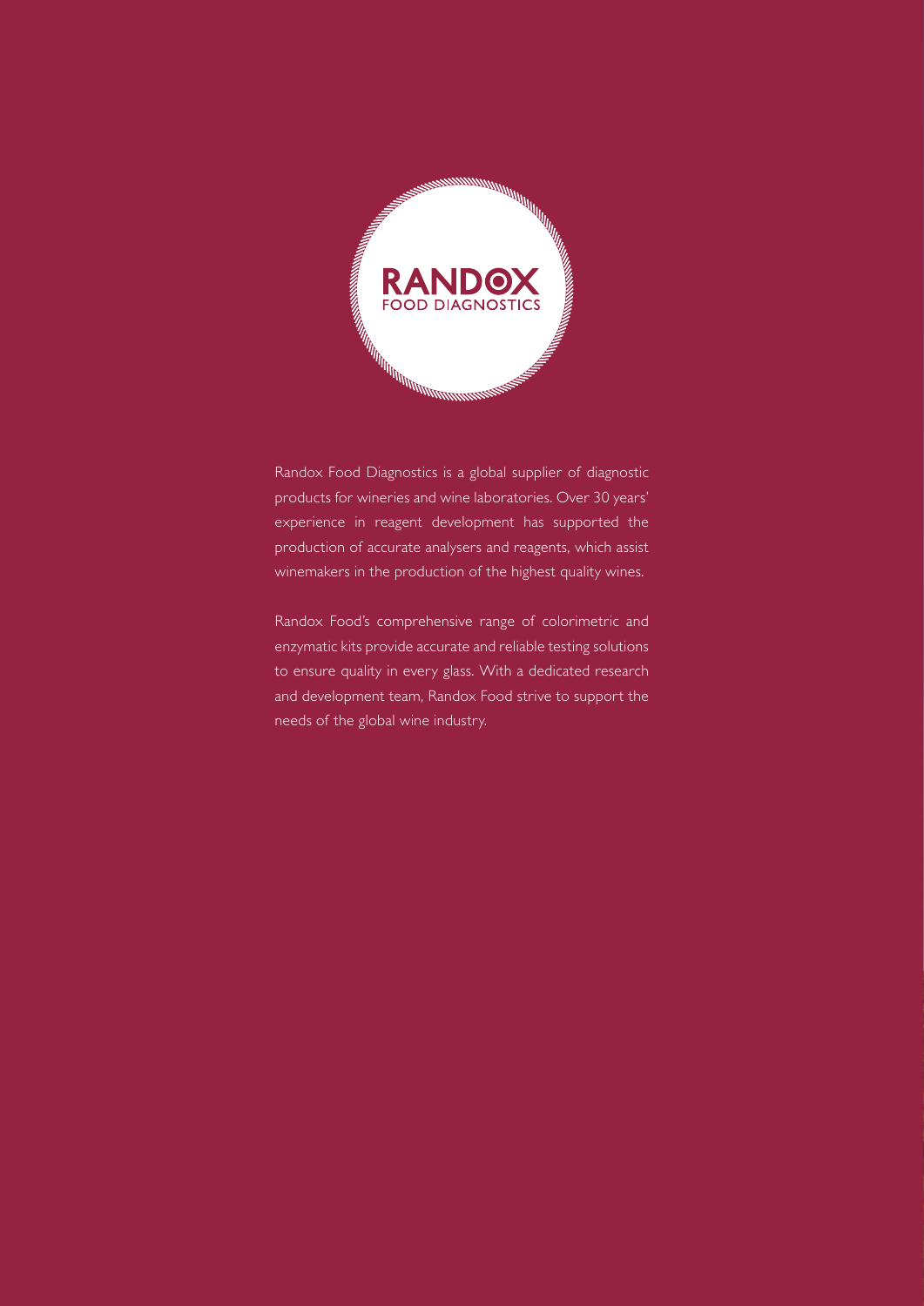RANDOX
FOOD DIAGNOSTICS

Randox Food Diagnostics is a global supplier of diagnostic products for wineries and wine laboratories. Over 30 years' experience in reagent development has supported the production of accurate analysers and reagents, which assist winemakers in the production of the highest quality wines.

Randox Food's comprehensive range of colorimetric and enzymatic kits provide accurate and reliable testing solutions to ensure quality in every glass. With a dedicated research and development team, Randox Food strive to support the needs of the global wine industry.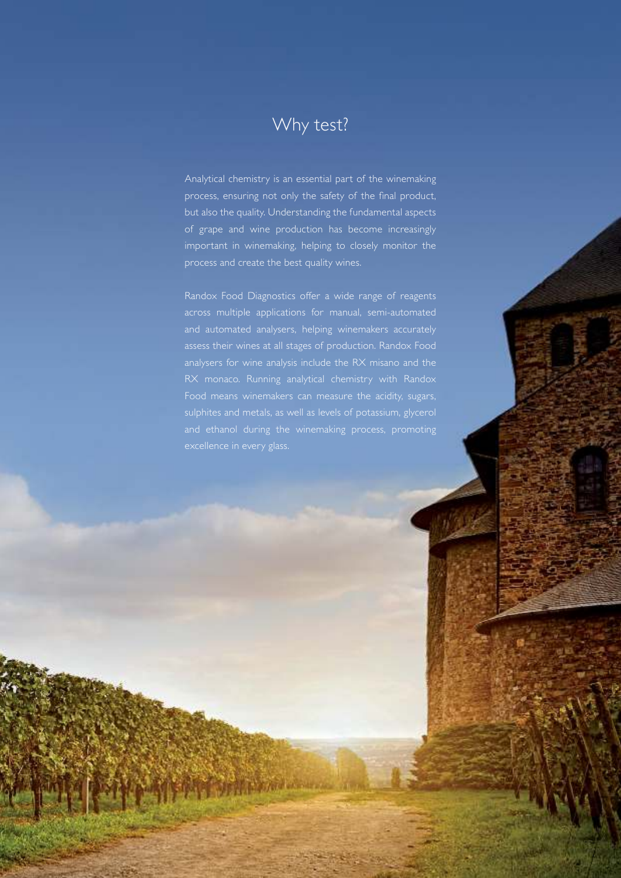# Why test?

Analytical chemistry is an essential part of the winemaking process, ensuring not only the safety of the final product, but also the quality. Understanding the fundamental aspects of grape and wine production has become increasingly important in winemaking, helping to closely monitor the process and create the best quality wines.

Randox Food Diagnostics offer a wide range of reagents across multiple applications for manual, semi-automated and automated analysers, helping winemakers accurately assess their wines at all stages of production. Randox Food analysers for wine analysis include the RX misano and the RX monaco. Running analytical chemistry with Randox Food means winemakers can measure the acidity, sugars, sulphites and metals, as well as levels of potassium, glycerol and ethanol during the winemaking process, promoting excellence in every glass.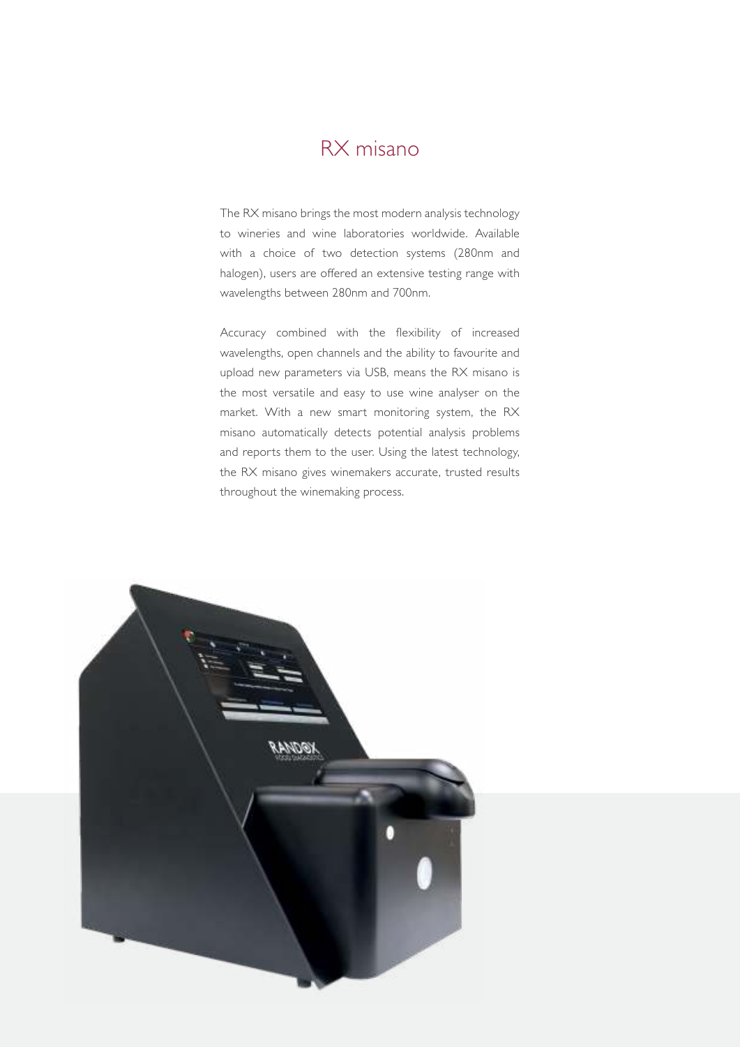# RX misano

The RX misano brings the most modern analysis technology to wineries and wine laboratories worldwide. Available with a choice of two detection systems (280nm and halogen), users are offered an extensive testing range with wavelengths between 280nm and 700nm.

Accuracy combined with the flexibility of increased wavelengths, open channels and the ability to favourite and upload new parameters via USB, means the RX misano is the most versatile and easy to use wine analyser on the market. With a new smart monitoring system, the RX misano automatically detects potential analysis problems and reports them to the user. Using the latest technology, the RX misano gives winemakers accurate, trusted results throughout the winemaking process.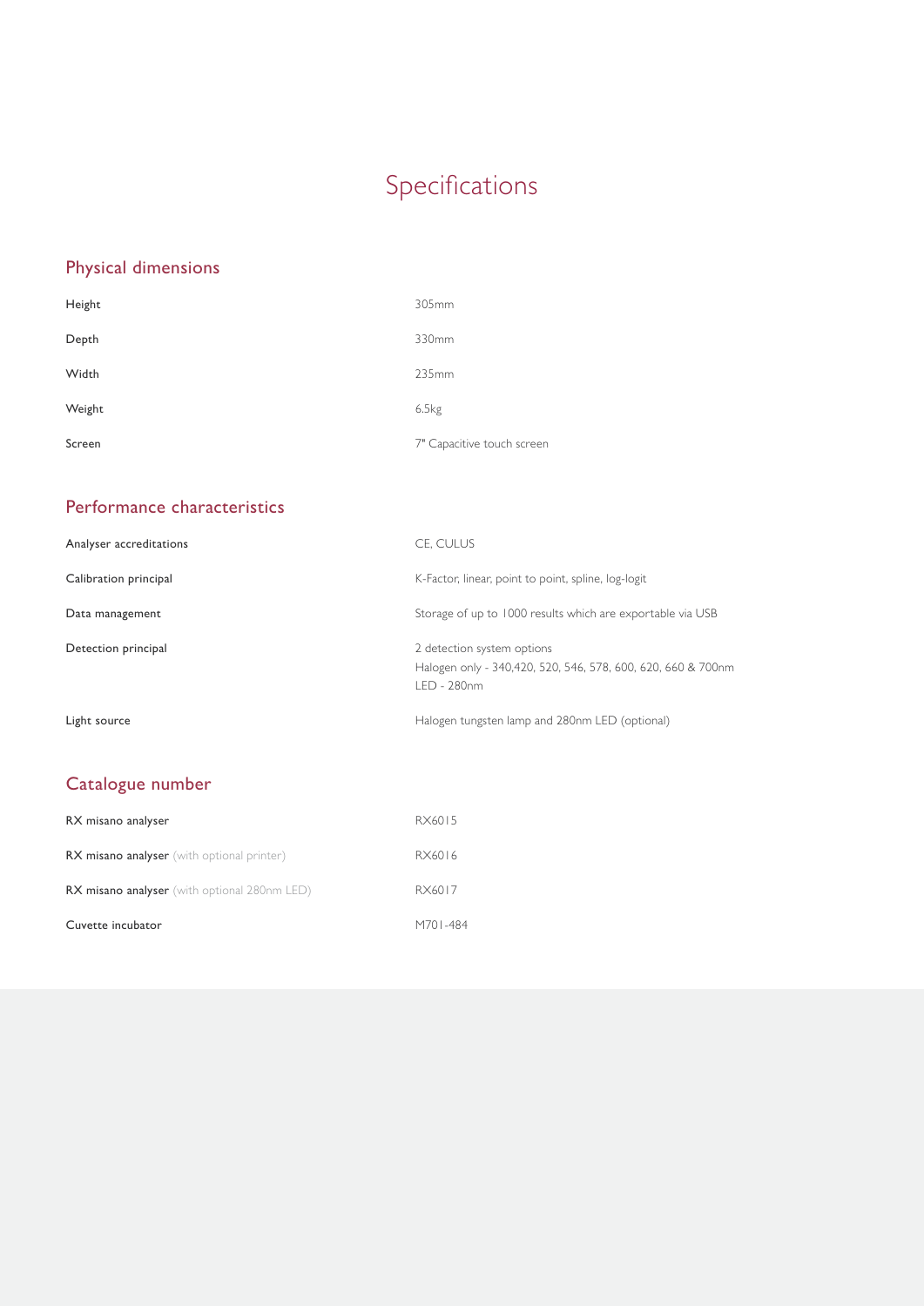# Specifications

## Physical dimensions

| | |
|---|---|
| Height | 305mm |
| Depth | 330mm |
| Width | 235mm |
| Weight | 6.5kg |
| Screen | 7" Capacitive touch screen |

## Performance characteristics

| | |
|---|---|
| Analyser accreditations | CE, CULUS |
| Calibration principal | K-Factor, linear, point to point, spline, log-logit |
| Data management | Storage of up to 1000 results which are exportable via USB |
| Detection principal | 2 detection system options<br>Halogen only - 340,420, 520, 546, 578, 600, 620, 660 & 700nm<br>LED - 280nm |
| Light source | Halogen tungsten lamp and 280nm LED (optional) |

## Catalogue number

| | |
|---|---|
| **RX misano analyser** | RX6015 |
| **RX misano analyser** (with optional printer) | RX6016 |
| **RX misano analyser** (with optional 280nm LED) | RX6017 |
| Cuvette incubator | M701-484 |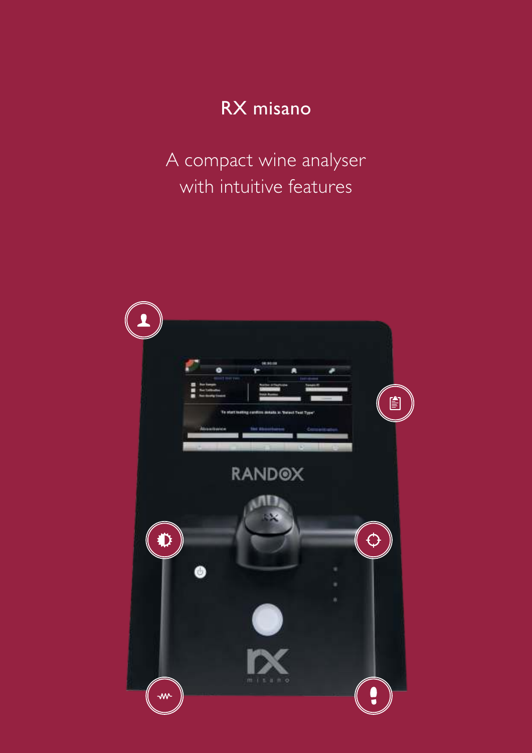# RX misano

A compact wine analyser with intuitive features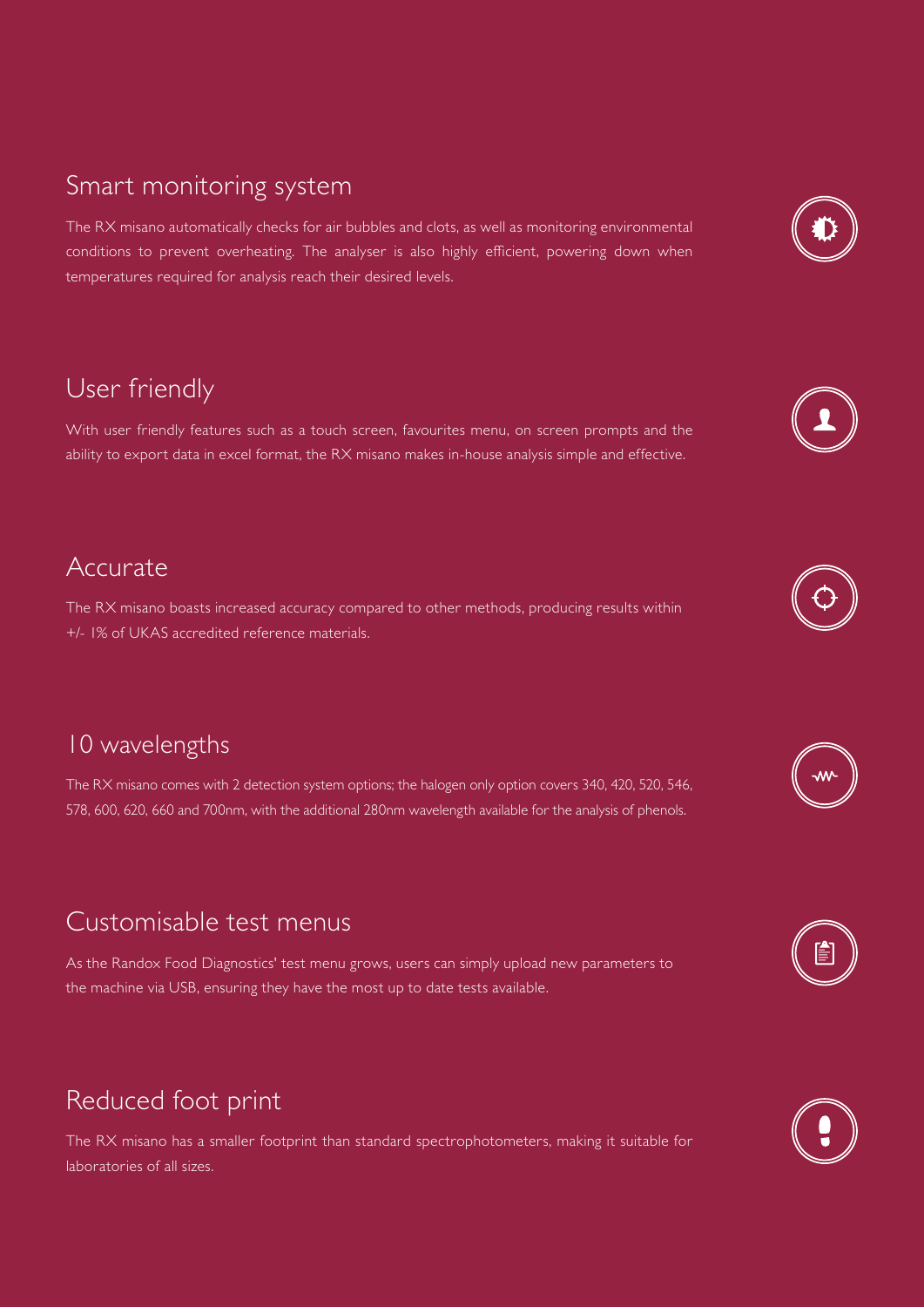## Smart monitoring system

The RX misano automatically checks for air bubbles and clots, as well as monitoring environmental conditions to prevent overheating. The analyser is also highly efficient, powering down when temperatures required for analysis reach their desired levels.

## User friendly

With user friendly features such as a touch screen, favourites menu, on screen prompts and the ability to export data in excel format, the RX misano makes in-house analysis simple and effective.

## Accurate

The RX misano boasts increased accuracy compared to other methods, producing results within +/- 1% of UKAS accredited reference materials.

## 10 wavelengths

The RX misano comes with 2 detection system options; the halogen only option covers 340, 420, 520, 546, 578, 600, 620, 660 and 700nm, with the additional 280nm wavelength available for the analysis of phenols.

## Customisable test menus

As the Randox Food Diagnostics' test menu grows, users can simply upload new parameters to the machine via USB, ensuring they have the most up to date tests available.

## Reduced foot print

The RX misano has a smaller footprint than standard spectrophotometers, making it suitable for laboratories of all sizes.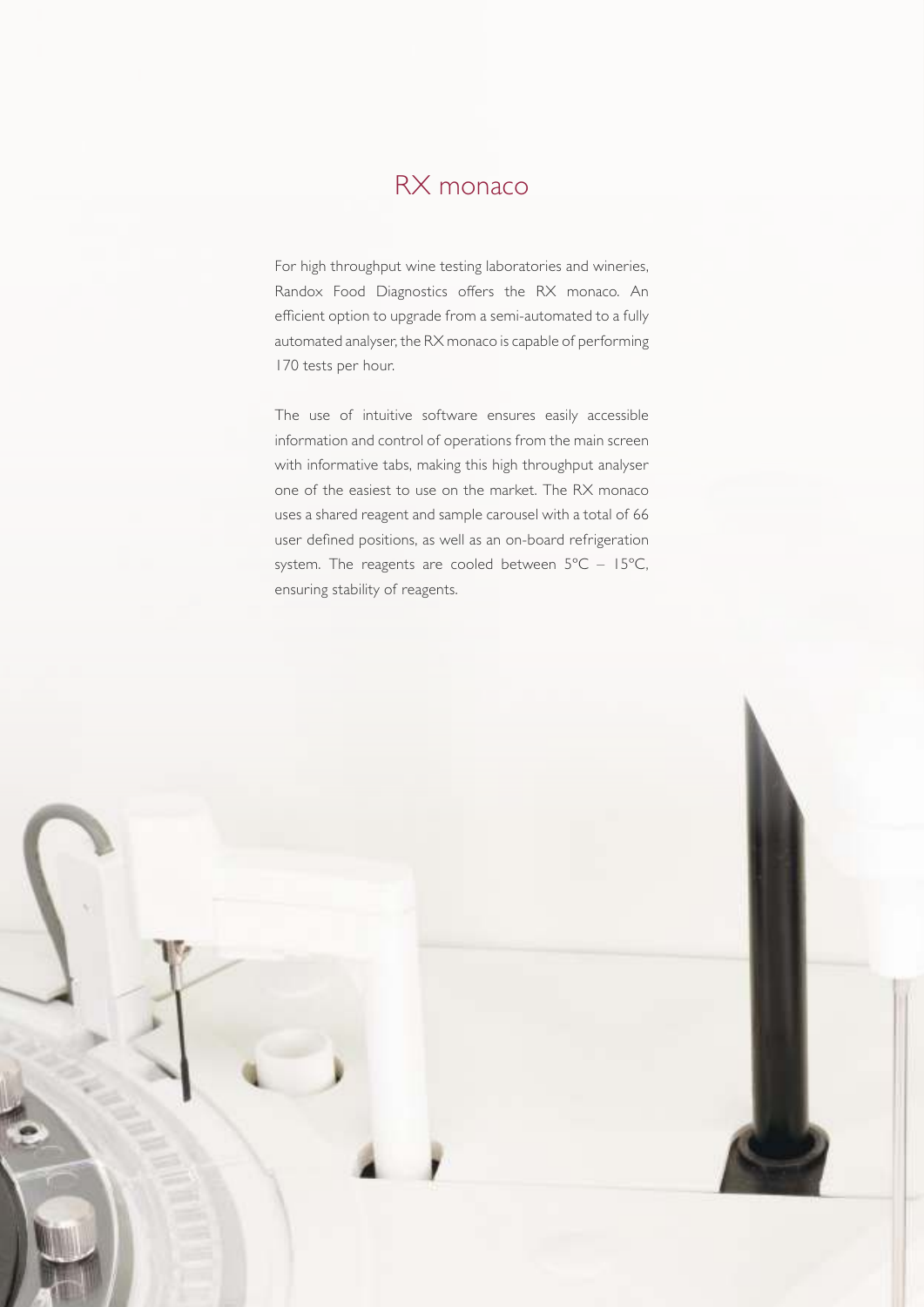# RX monaco

For high throughput wine testing laboratories and wineries, Randox Food Diagnostics offers the RX monaco. An efficient option to upgrade from a semi-automated to a fully automated analyser, the RX monaco is capable of performing 170 tests per hour.

The use of intuitive software ensures easily accessible information and control of operations from the main screen with informative tabs, making this high throughput analyser one of the easiest to use on the market. The RX monaco uses a shared reagent and sample carousel with a total of 66 user defined positions, as well as an on-board refrigeration system. The reagents are cooled between 5ºC – 15ºC, ensuring stability of reagents.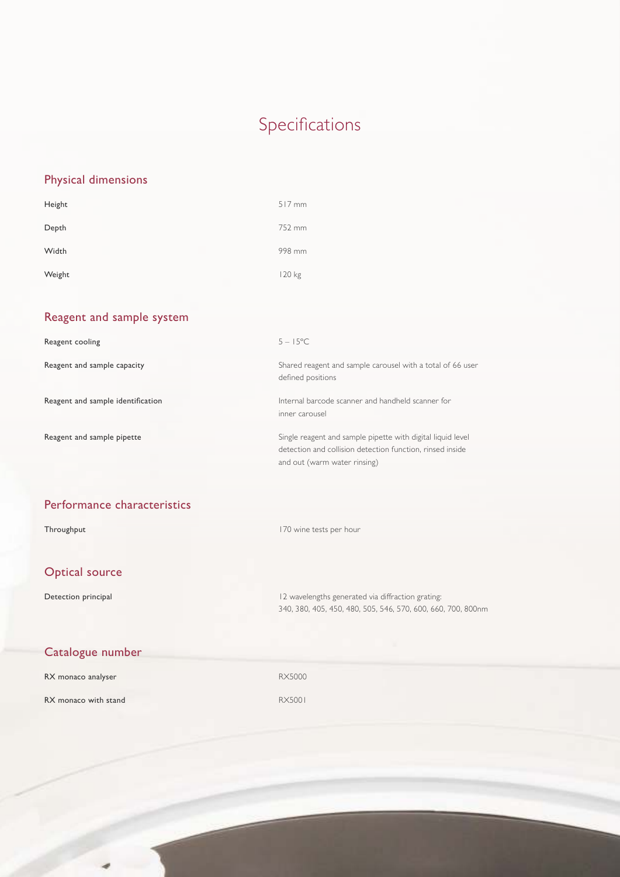# Specifications

## Physical dimensions

| | |
|---|---|
| Height | 517 mm |
| Depth | 752 mm |
| Width | 998 mm |
| Weight | 120 kg |

## Reagent and sample system

| | |
|---|---|
| Reagent cooling | 5 – 15ºC |
| Reagent and sample capacity | Shared reagent and sample carousel with a total of 66 user defined positions |
| Reagent and sample identification | Internal barcode scanner and handheld scanner for inner carousel |
| Reagent and sample pipette | Single reagent and sample pipette with digital liquid level detection and collision detection function, rinsed inside and out (warm water rinsing) |

## Performance characteristics

| | |
|---|---|
| Throughput | 170 wine tests per hour |

## Optical source

| | |
|---|---|
| Detection principal | 12 wavelengths generated via diffraction grating: 340, 380, 405, 450, 480, 505, 546, 570, 600, 660, 700, 800nm |

## Catalogue number

| | |
|---|---|
| RX monaco analyser | RX5000 |
| RX monaco with stand | RX5001 |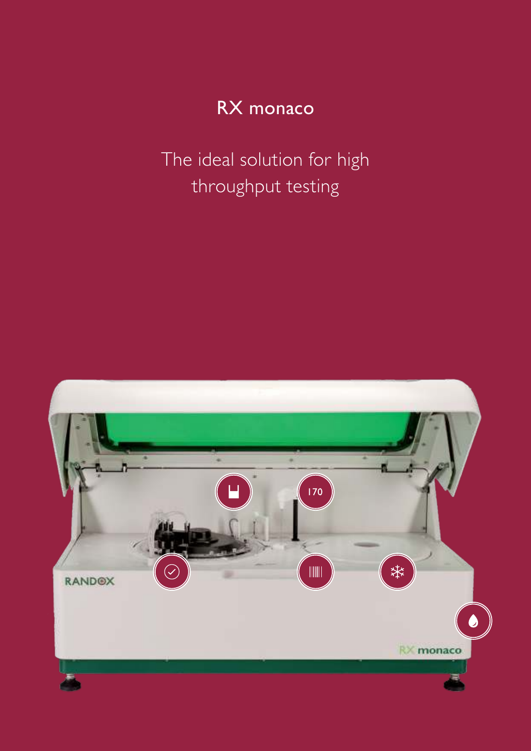# RX monaco

The ideal solution for high throughput testing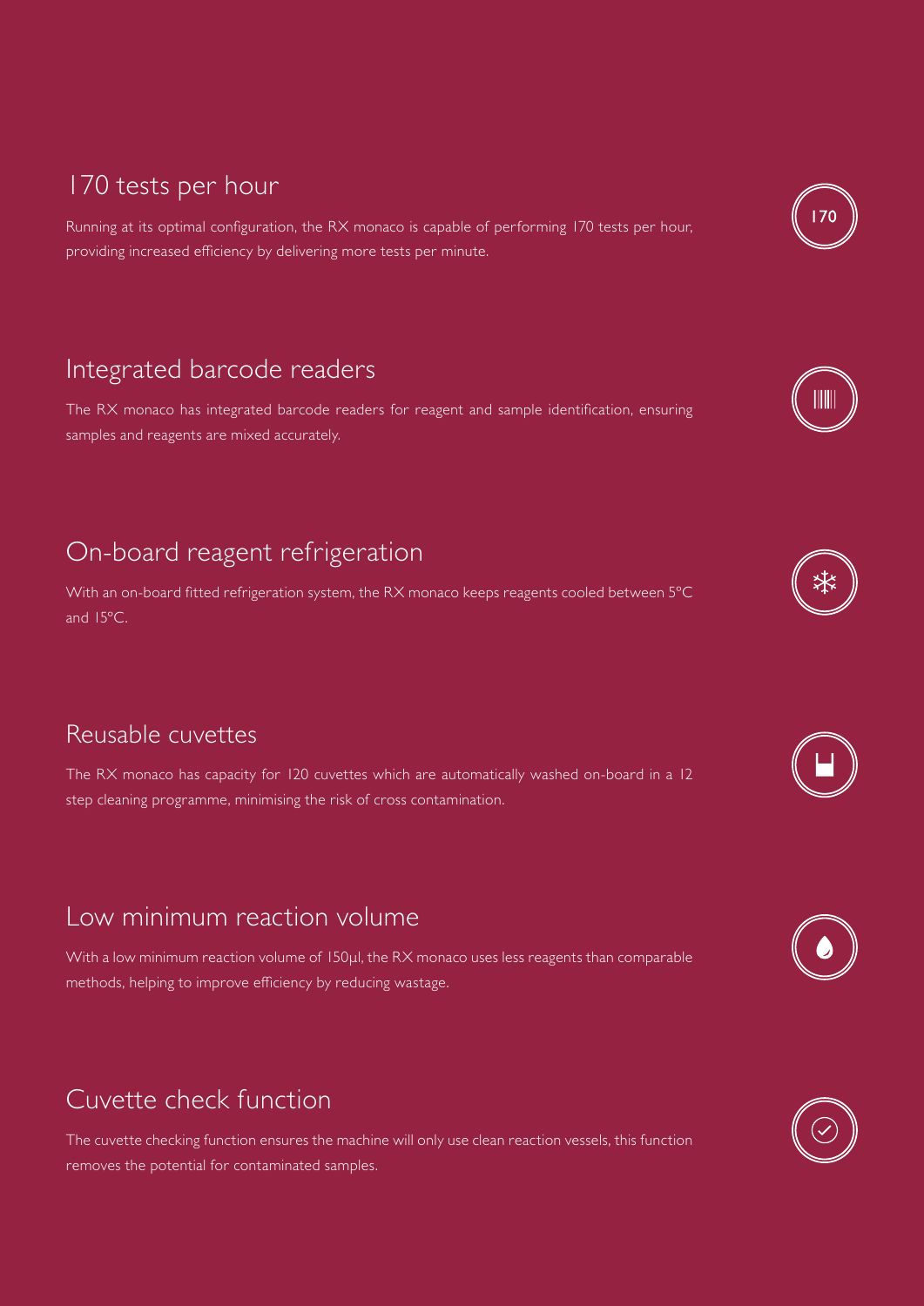## 170 tests per hour

Running at its optimal configuration, the RX monaco is capable of performing 170 tests per hour, providing increased efficiency by delivering more tests per minute.

## Integrated barcode readers

The RX monaco has integrated barcode readers for reagent and sample identification, ensuring samples and reagents are mixed accurately.

## On-board reagent refrigeration

With an on-board fitted refrigeration system, the RX monaco keeps reagents cooled between 5°C and 15°C.

## Reusable cuvettes

The RX monaco has capacity for 120 cuvettes which are automatically washed on-board in a 12 step cleaning programme, minimising the risk of cross contamination.

## Low minimum reaction volume

With a low minimum reaction volume of 150μl, the RX monaco uses less reagents than comparable methods, helping to improve efficiency by reducing wastage.

## Cuvette check function

The cuvette checking function ensures the machine will only use clean reaction vessels, this function removes the potential for contaminated samples.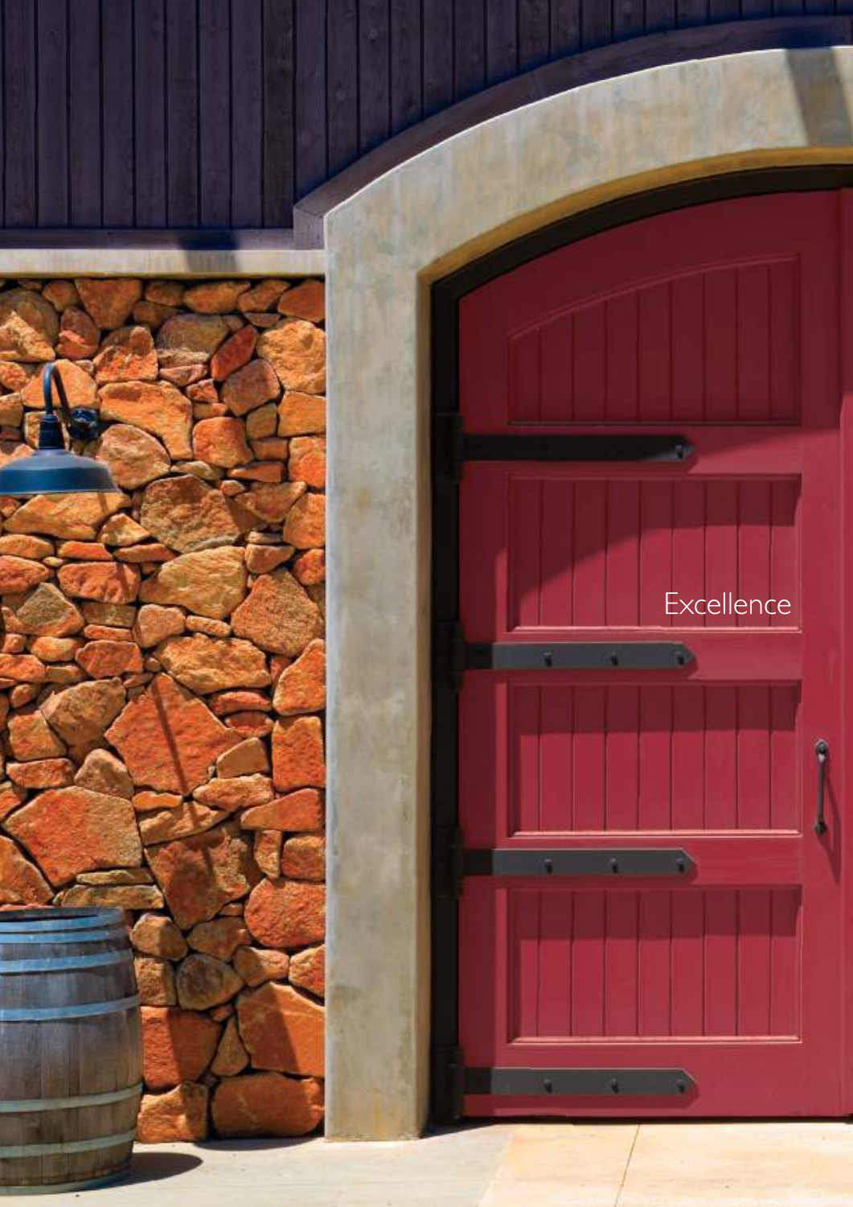Excellence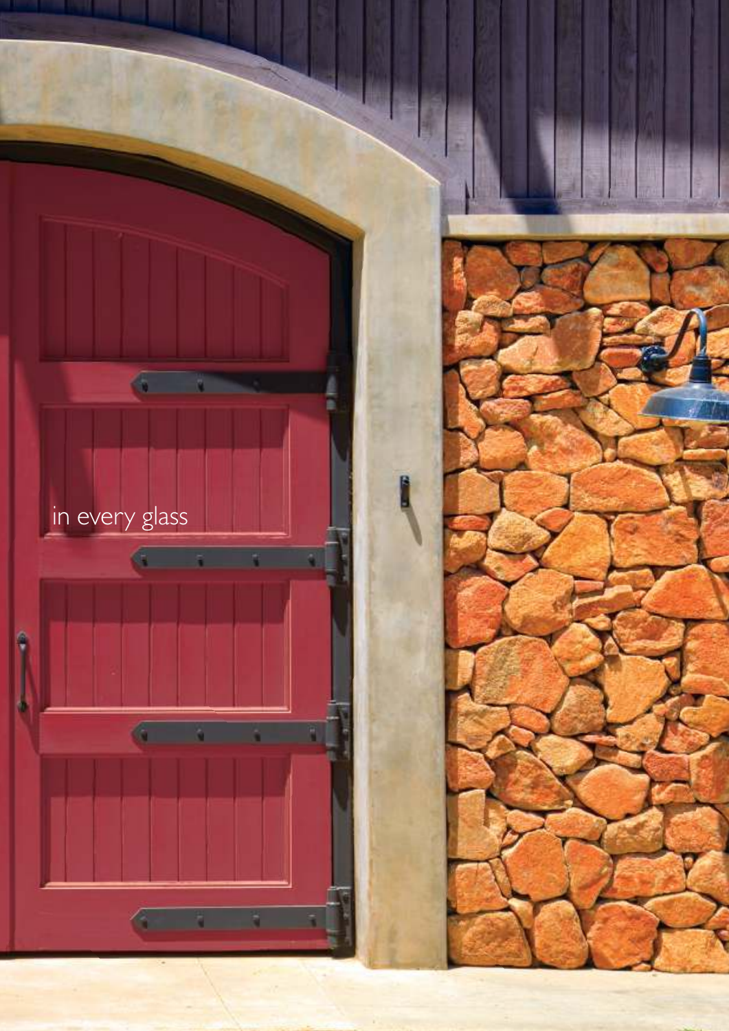in every glass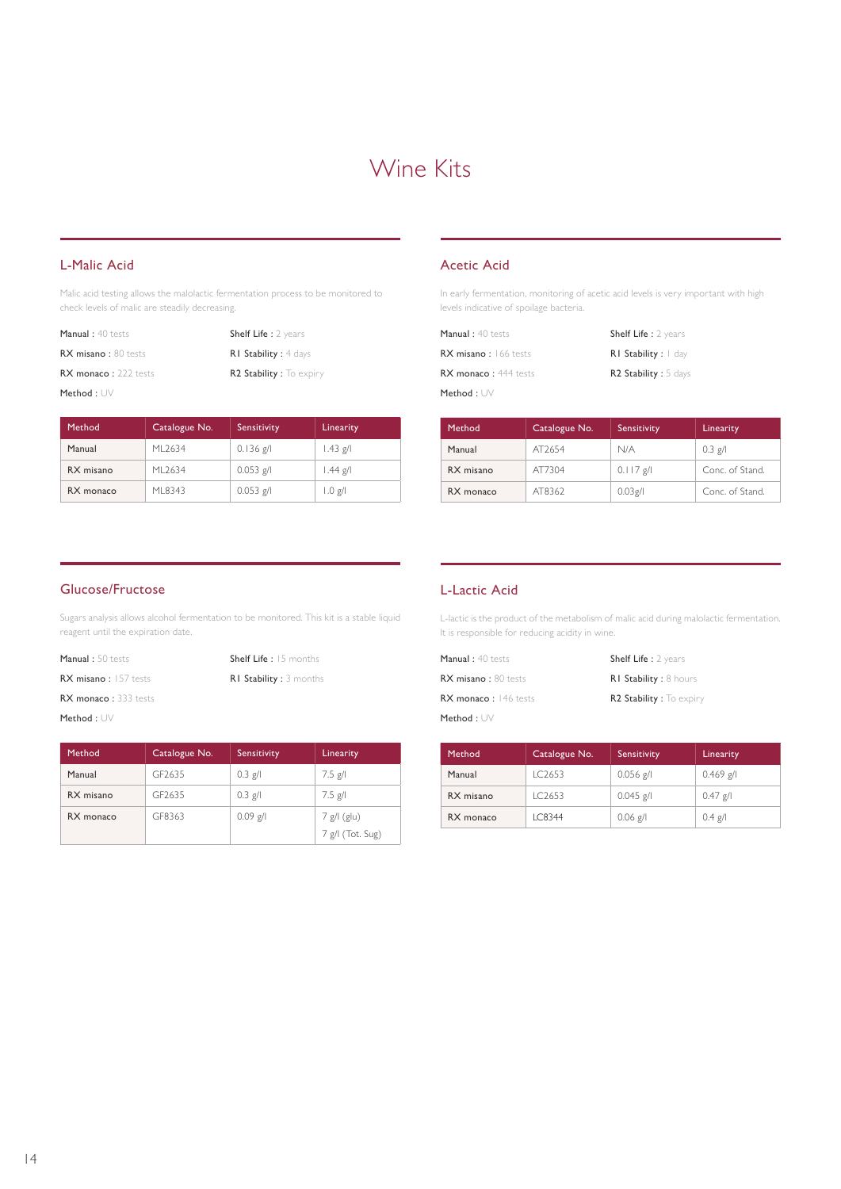# Wine Kits

## L-Malic Acid

Malic acid testing allows the malolactic fermentation process to be monitored to check levels of malic are steadily decreasing.

**Manual :** 40 tests
**RX misano :** 80 tests
**RX monaco :** 222 tests
**Method :** UV

**Shelf Life :** 2 years
**R1 Stability :** 4 days
**R2 Stability :** To expiry

| Method | Catalogue No. | Sensitivity | Linearity |
|---|---|---|---|
| Manual | ML2634 | 0.136 g/l | 1.43 g/l |
| RX misano | ML2634 | 0.053 g/l | 1.44 g/l |
| RX monaco | ML8343 | 0.053 g/l | 1.0 g/l |

## Acetic Acid

In early fermentation, monitoring of acetic acid levels is very important with high levels indicative of spoilage bacteria.

**Manual :** 40 tests
**RX misano :** 166 tests
**RX monaco :** 444 tests
**Method :** UV

**Shelf Life :** 2 years
**R1 Stability :** 1 day
**R2 Stability :** 5 days

| Method | Catalogue No. | Sensitivity | Linearity |
|---|---|---|---|
| Manual | AT2654 | N/A | 0.3 g/l |
| RX misano | AT7304 | 0.117 g/l | Conc. of Stand. |
| RX monaco | AT8362 | 0.03g/l | Conc. of Stand. |

## Glucose/Fructose

Sugars analysis allows alcohol fermentation to be monitored. This kit is a stable liquid reagent until the expiration date.

**Manual :** 50 tests
**RX misano :** 157 tests
**RX monaco :** 333 tests
**Method :** UV

**Shelf Life :** 15 months
**R1 Stability :** 3 months

| Method | Catalogue No. | Sensitivity | Linearity |
|---|---|---|---|
| Manual | GF2635 | 0.3 g/l | 7.5 g/l |
| RX misano | GF2635 | 0.3 g/l | 7.5 g/l |
| RX monaco | GF8363 | 0.09 g/l | 7 g/l (glu) 7 g/l (Tot. Sug) |

## L-Lactic Acid

L-lactic is the product of the metabolism of malic acid during malolactic fermentation. It is responsible for reducing acidity in wine.

**Manual :** 40 tests
**RX misano :** 80 tests
**RX monaco :** 146 tests
**Method :** UV

**Shelf Life :** 2 years
**R1 Stability :** 8 hours
**R2 Stability :** To expiry

| Method | Catalogue No. | Sensitivity | Linearity |
|---|---|---|---|
| Manual | LC2653 | 0.056 g/l | 0.469 g/l |
| RX misano | LC2653 | 0.045 g/l | 0.47 g/l |
| RX monaco | LC8344 | 0.06 g/l | 0.4 g/l |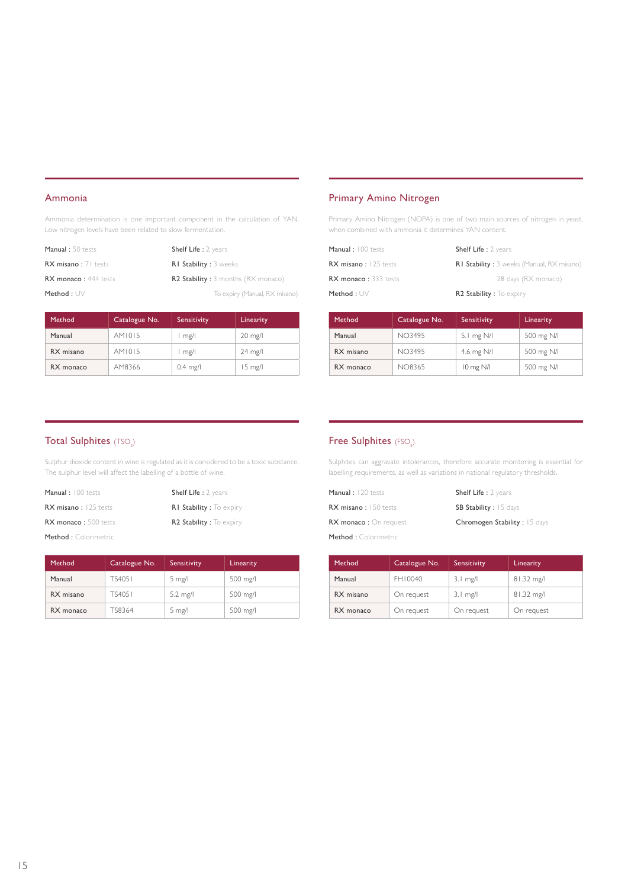## Ammonia

Ammonia determination is one important component in the calculation of YAN. Low nitrogen levels have been related to slow fermentation.

**Manual :** 50 tests
**RX misano :** 71 tests
**RX monaco :** 444 tests
**Method :** UV

**Shelf Life :** 2 years
**R1 Stability :** 3 weeks
**R2 Stability :** 3 months (RX monaco)
To expiry (Manual, RX misano)

| Method | Catalogue No. | Sensitivity | Linearity |
|---|---|---|---|
| Manual | AM1015 | 1 mg/l | 20 mg/l |
| RX misano | AM1015 | 1 mg/l | 24 mg/l |
| RX monaco | AM8366 | 0.4 mg/l | 15 mg/l |

## Primary Amino Nitrogen

Primary Amino Nitrogen (NOPA) is one of two main sources of nitrogen in yeast, when combined with ammonia it determines YAN content.

**Manual :** 100 tests
**RX misano :** 125 tests
**RX monaco :** 333 tests
**Method :** UV

**Shelf Life :** 2 years
**R1 Stability :** 3 weeks (Manual, RX misano)
28 days (RX monaco)
**R2 Stability :** To expiry

| Method | Catalogue No. | Sensitivity | Linearity |
|---|---|---|---|
| Manual | NO3495 | 5.1 mg N/l | 500 mg N/l |
| RX misano | NO3495 | 4.6 mg N/l | 500 mg N/l |
| RX monaco | NO8365 | 10 mg N/l | 500 mg N/l |

## Total Sulphites (TSO$_2$)

Sulphur dioxide content in wine is regulated as it is considered to be a toxic substance. The sulphur level will affect the labelling of a bottle of wine.

**Manual :** 100 tests
**RX misano :** 125 tests
**RX monaco :** 500 tests
**Method :** Colorimetric

**Shelf Life :** 2 years
**R1 Stability :** To expiry
**R2 Stability :** To expiry

| Method | Catalogue No. | Sensitivity | Linearity |
|---|---|---|---|
| Manual | TS4051 | 5 mg/l | 500 mg/l |
| RX misano | TS4051 | 5.2 mg/l | 500 mg/l |
| RX monaco | TS8364 | 5 mg/l | 500 mg/l |

## Free Sulphites (FSO$_2$)

Sulphites can aggravate intolerances, therefore accurate monitoring is essential for labelling requirements, as well as variations in national regulatory thresholds.

**Manual :** 120 tests
**RX misano :** 150 tests
**RX monaco :** On request
**Method :** Colorimetric

**Shelf Life :** 2 years
**SB Stability :** 15 days
**Chromogen Stability :** 15 days

| Method | Catalogue No. | Sensitivity | Linearity |
|---|---|---|---|
| Manual | FH10040 | 3.1 mg/l | 81.32 mg/l |
| RX misano | On request | 3.1 mg/l | 81.32 mg/l |
| RX monaco | On request | On request | On request |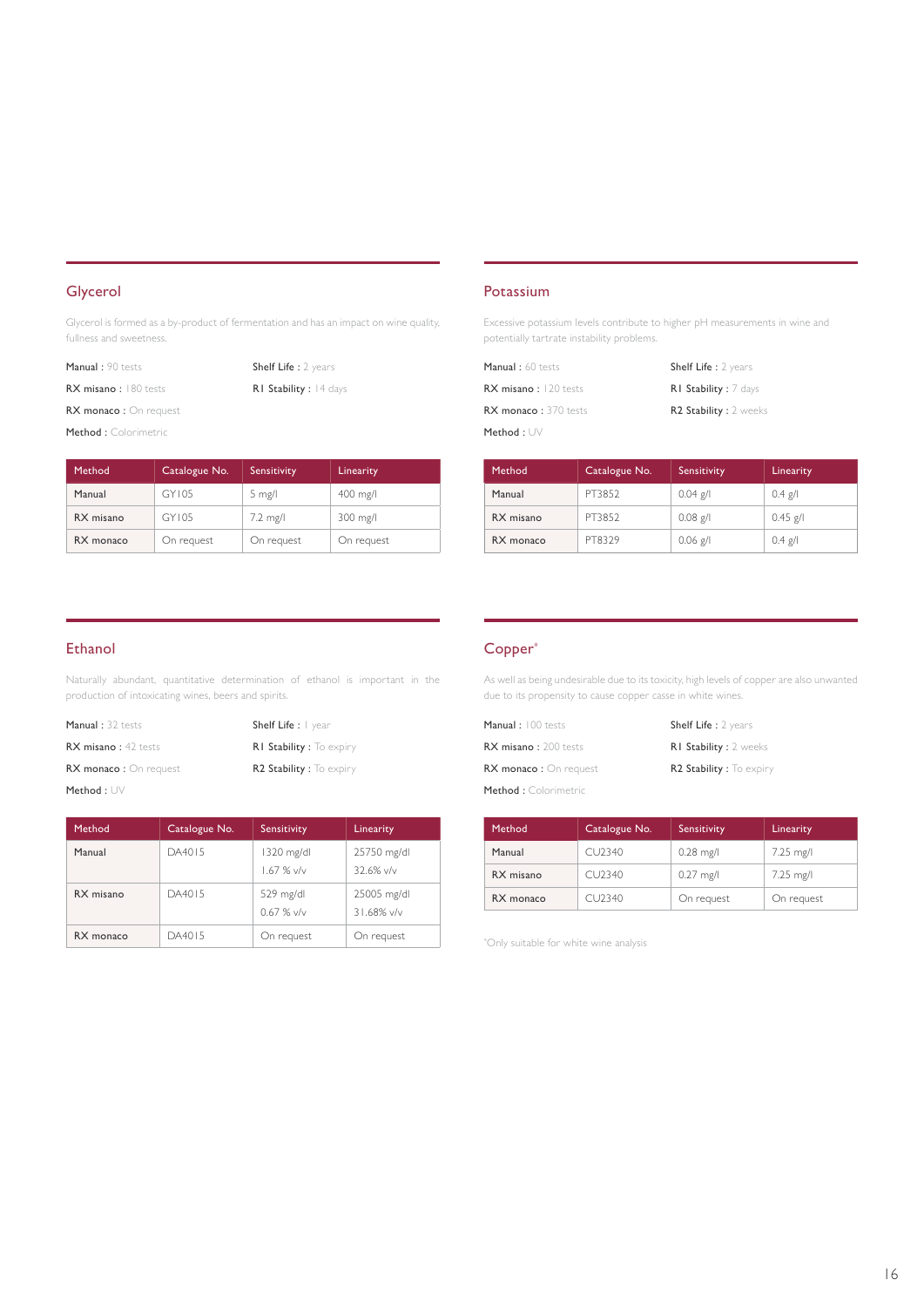## Glycerol

Glycerol is formed as a by-product of fermentation and has an impact on wine quality, fullness and sweetness.

**Manual :** 90 tests
**RX misano :** 180 tests
**RX monaco :** On request
**Method :** Colorimetric

**Shelf Life :** 2 years
**R1 Stability :** 14 days

| Method | Catalogue No. | Sensitivity | Linearity |
|---|---|---|---|
| Manual | GY105 | 5 mg/l | 400 mg/l |
| RX misano | GY105 | 7.2 mg/l | 300 mg/l |
| RX monaco | On request | On request | On request |

## Potassium

Excessive potassium levels contribute to higher pH measurements in wine and potentially tartrate instability problems.

**Manual :** 60 tests
**RX misano :** 120 tests
**RX monaco :** 370 tests
**Method :** UV

**Shelf Life :** 2 years
**R1 Stability :** 7 days
**R2 Stability :** 2 weeks

| Method | Catalogue No. | Sensitivity | Linearity |
|---|---|---|---|
| Manual | PT3852 | 0.04 g/l | 0.4 g/l |
| RX misano | PT3852 | 0.08 g/l | 0.45 g/l |
| RX monaco | PT8329 | 0.06 g/l | 0.4 g/l |

## Ethanol

Naturally abundant, quantitative determination of ethanol is important in the production of intoxicating wines, beers and spirits.

**Manual :** 32 tests
**RX misano :** 42 tests
**RX monaco :** On request
**Method :** UV

**Shelf Life :** 1 year
**R1 Stability :** To expiry
**R2 Stability :** To expiry

| Method | Catalogue No. | Sensitivity | Linearity |
|---|---|---|---|
| Manual | DA4015 | 1320 mg/dl<br>1.67 % v/v | 25750 mg/dl<br>32.6% v/v |
| RX misano | DA4015 | 529 mg/dl<br>0.67 % v/v | 25005 mg/dl<br>31.68% v/v |
| RX monaco | DA4015 | On request | On request |

## Copper*

As well as being undesirable due to its toxicity, high levels of copper are also unwanted due to its propensity to cause copper casse in white wines.

**Manual :** 100 tests
**RX misano :** 200 tests
**RX monaco :** On request
**Method :** Colorimetric

**Shelf Life :** 2 years
**R1 Stability :** 2 weeks
**R2 Stability :** To expiry

| Method | Catalogue No. | Sensitivity | Linearity |
|---|---|---|---|
| Manual | CU2340 | 0.28 mg/l | 7.25 mg/l |
| RX misano | CU2340 | 0.27 mg/l | 7.25 mg/l |
| RX monaco | CU2340 | On request | On request |

*Only suitable for white wine analysis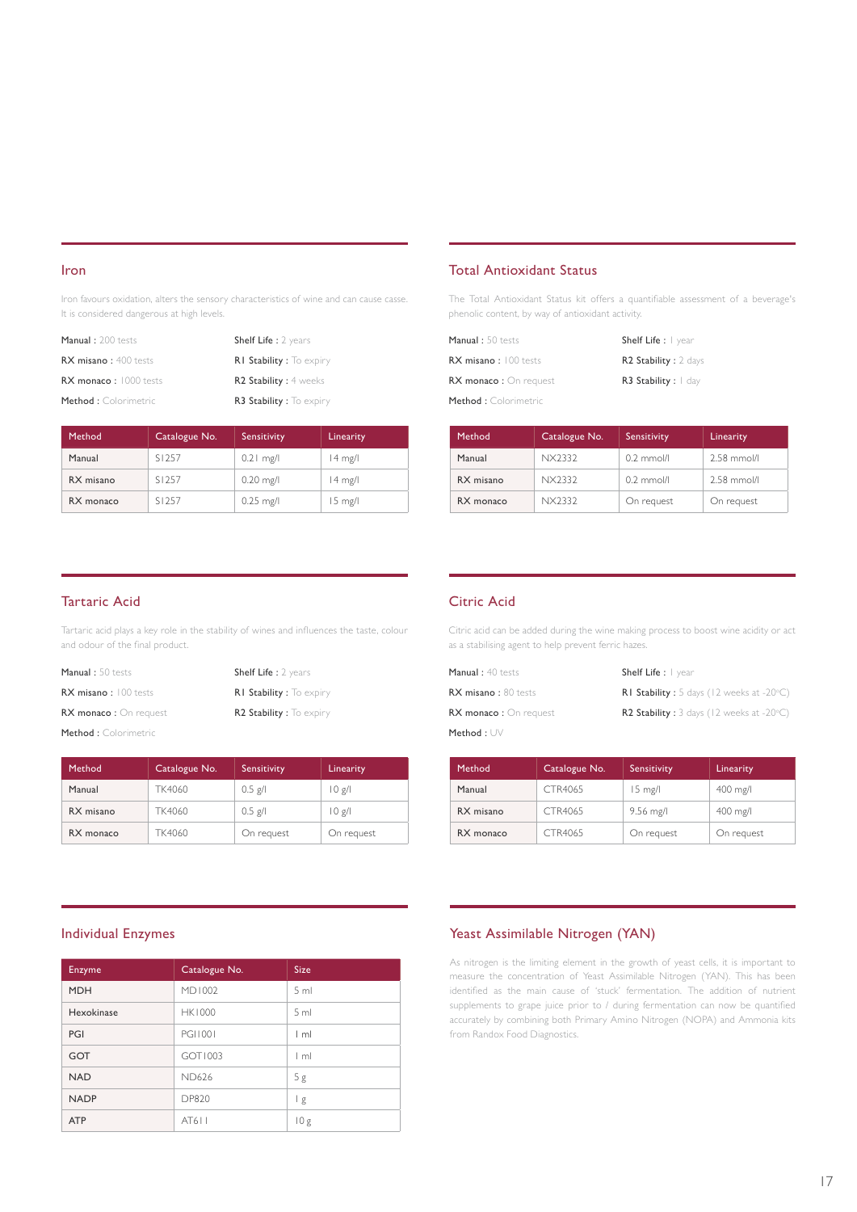## Iron

Iron favours oxidation, alters the sensory characteristics of wine and can cause casse. It is considered dangerous at high levels.

**Manual :** 200 tests
**RX misano :** 400 tests
**RX monaco :** 1000 tests
**Method :** Colorimetric

**Shelf Life :** 2 years
**R1 Stability :** To expiry
**R2 Stability :** 4 weeks
**R3 Stability :** To expiry

| Method | Catalogue No. | Sensitivity | Linearity |
|---|---|---|---|
| Manual | SI257 | 0.21 mg/l | 14 mg/l |
| RX misano | SI257 | 0.20 mg/l | 14 mg/l |
| RX monaco | SI257 | 0.25 mg/l | 15 mg/l |

## Total Antioxidant Status

The Total Antioxidant Status kit offers a quantifiable assessment of a beverage's phenolic content, by way of antioxidant activity.

**Manual :** 50 tests
**RX misano :** 100 tests
**RX monaco :** On request
**Method :** Colorimetric

**Shelf Life :** 1 year
**R2 Stability :** 2 days
**R3 Stability :** 1 day

| Method | Catalogue No. | Sensitivity | Linearity |
|---|---|---|---|
| Manual | NX2332 | 0.2 mmol/l | 2.58 mmol/l |
| RX misano | NX2332 | 0.2 mmol/l | 2.58 mmol/l |
| RX monaco | NX2332 | On request | On request |

## Tartaric Acid

Tartaric acid plays a key role in the stability of wines and influences the taste, colour and odour of the final product.

**Manual :** 50 tests
**RX misano :** 100 tests
**RX monaco :** On request
**Method :** Colorimetric

**Shelf Life :** 2 years
**R1 Stability :** To expiry
**R2 Stability :** To expiry

| Method | Catalogue No. | Sensitivity | Linearity |
|---|---|---|---|
| Manual | TK4060 | 0.5 g/l | 10 g/l |
| RX misano | TK4060 | 0.5 g/l | 10 g/l |
| RX monaco | TK4060 | On request | On request |

## Citric Acid

Citric acid can be added during the wine making process to boost wine acidity or act as a stabilising agent to help prevent ferric hazes.

**Manual :** 40 tests
**RX misano :** 80 tests
**RX monaco :** On request
**Method :** UV

**Shelf Life :** 1 year
**R1 Stability :** 5 days (12 weeks at -20°C)
**R2 Stability :** 3 days (12 weeks at -20°C)

| Method | Catalogue No. | Sensitivity | Linearity |
|---|---|---|---|
| Manual | CTR4065 | 15 mg/l | 400 mg/l |
| RX misano | CTR4065 | 9.56 mg/l | 400 mg/l |
| RX monaco | CTR4065 | On request | On request |

## Individual Enzymes

| Enzyme | Catalogue No. | Size |
|---|---|---|
| MDH | MD1002 | 5 ml |
| Hexokinase | HK1000 | 5 ml |
| PGI | PGI1001 | 1 ml |
| GOT | GOT1003 | 1 ml |
| NAD | ND626 | 5 g |
| NADP | DP820 | 1 g |
| ATP | AT611 | 10 g |

## Yeast Assimilable Nitrogen (YAN)

As nitrogen is the limiting element in the growth of yeast cells, it is important to measure the concentration of Yeast Assimilable Nitrogen (YAN). This has been identified as the main cause of 'stuck' fermentation. The addition of nutrient supplements to grape juice prior to / during fermentation can now be quantified accurately by combining both Primary Amino Nitrogen (NOPA) and Ammonia kits from Randox Food Diagnostics.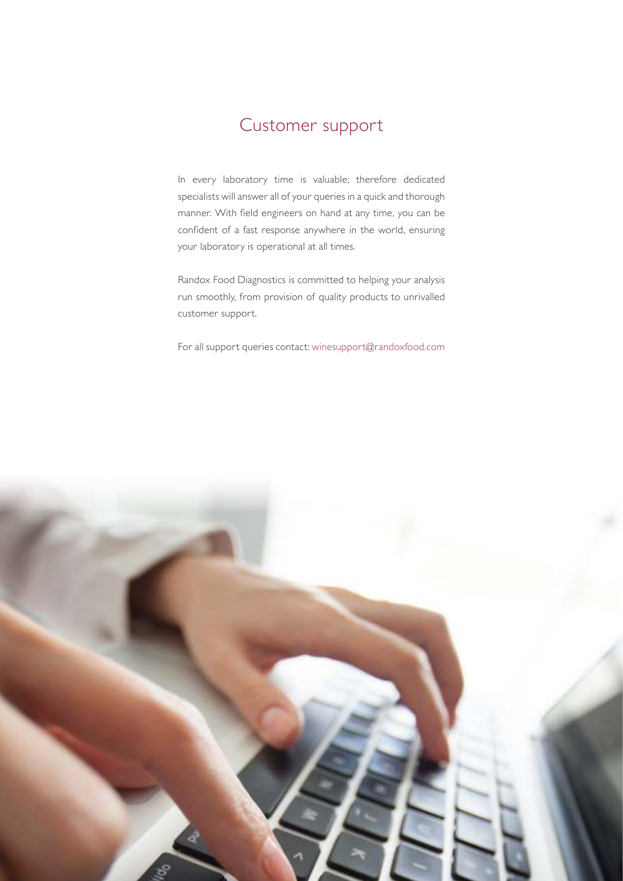## Customer support

In every laboratory time is valuable; therefore dedicated specialists will answer all of your queries in a quick and thorough manner. With field engineers on hand at any time, you can be confident of a fast response anywhere in the world, ensuring your laboratory is operational at all times.

Randox Food Diagnostics is committed to helping your analysis run smoothly, from provision of quality products to unrivalled customer support.

For all support queries contact: winesupport@randoxfood.com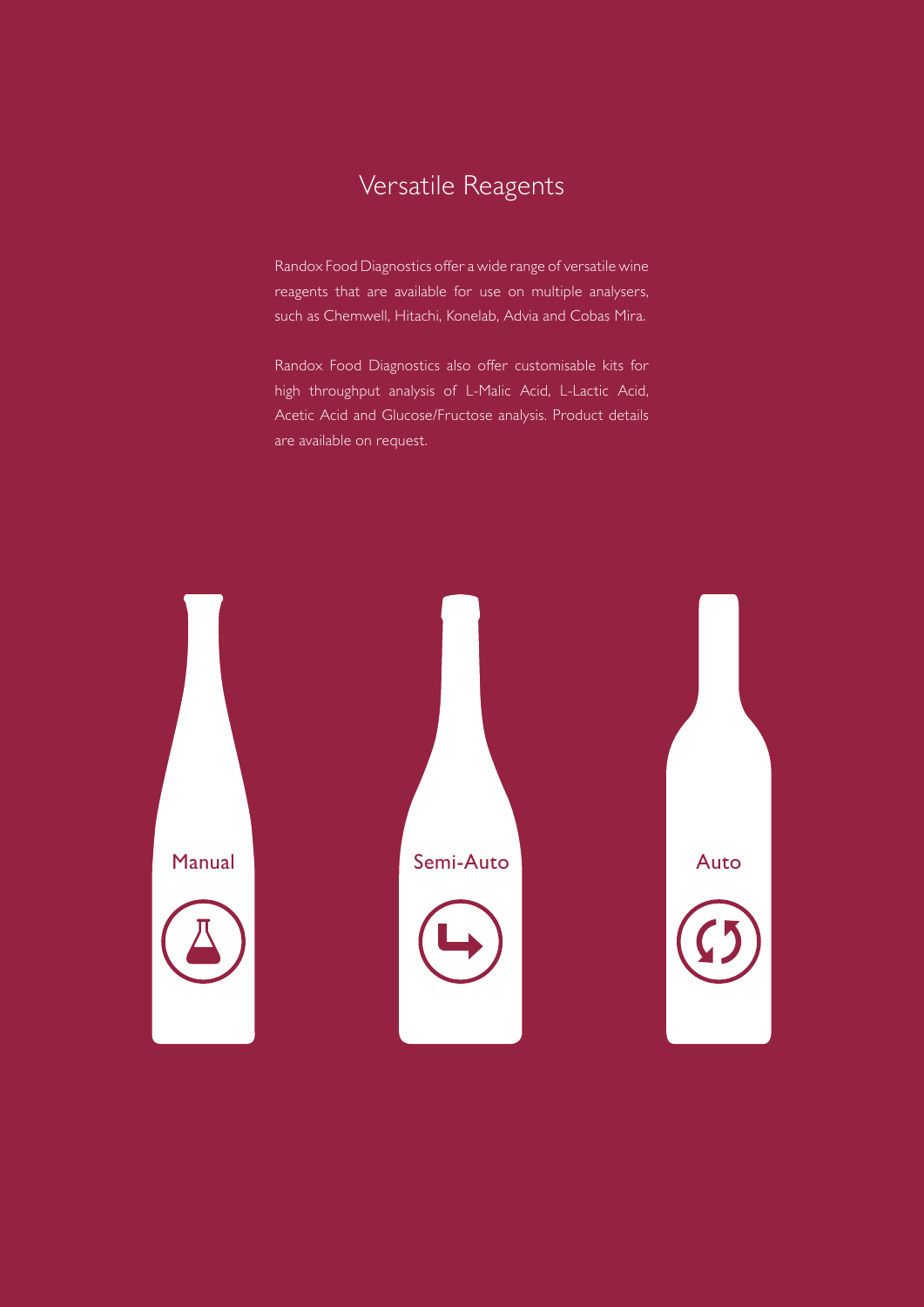# Versatile Reagents

Randox Food Diagnostics offer a wide range of versatile wine reagents that are available for use on multiple analysers, such as Chemwell, Hitachi, Konelab, Advia and Cobas Mira.

Randox Food Diagnostics also offer customisable kits for high throughput analysis of L-Malic Acid, L-Lactic Acid, Acetic Acid and Glucose/Fructose analysis. Product details are available on request.

Manual

Semi-Auto

Auto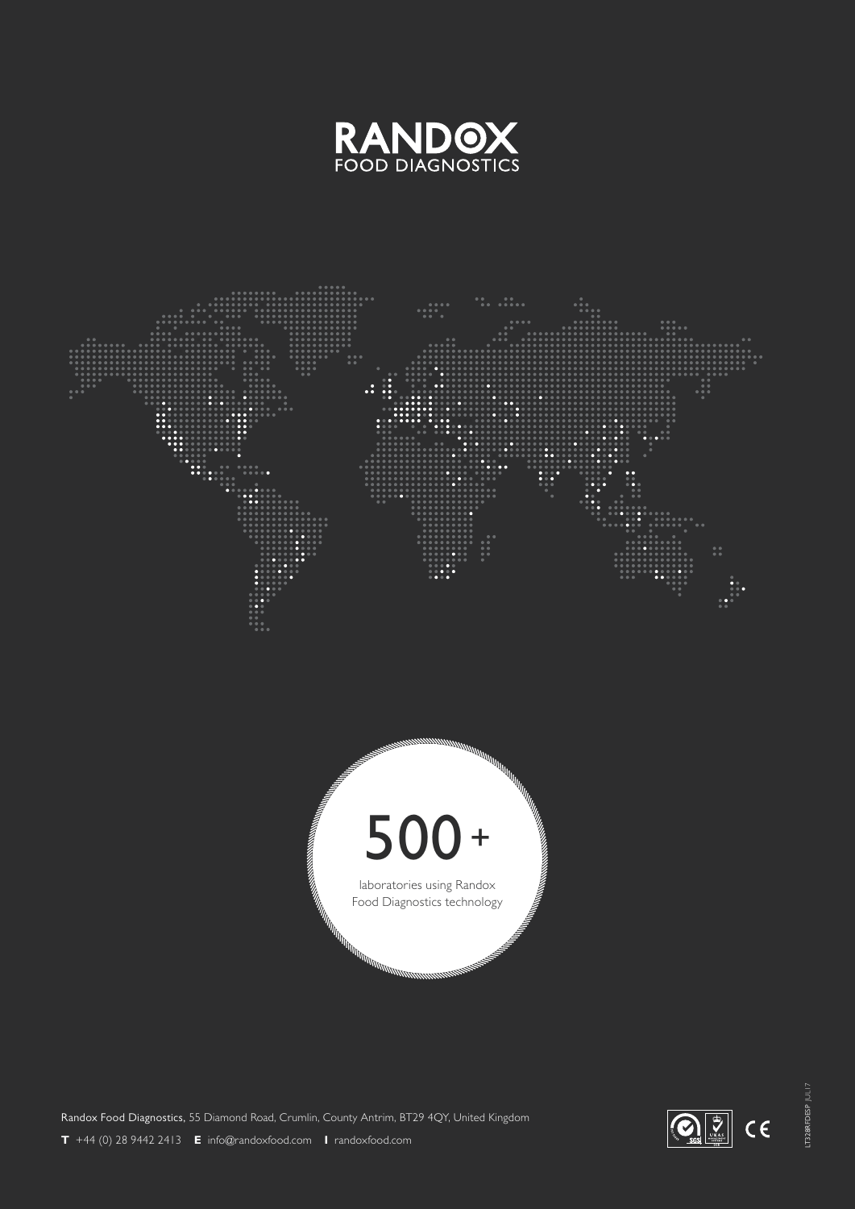# RANDOX
FOOD DIAGNOSTICS

500+

laboratories using Randox Food Diagnostics technology

**Randox Food Diagnostics**, 55 Diamond Road, Crumlin, County Antrim, BT29 4QY, United Kingdom

**T** +44 (0) 28 9442 2413 **E** info@randoxfood.com **I** randoxfood.com

LT328RFDESP JUL17